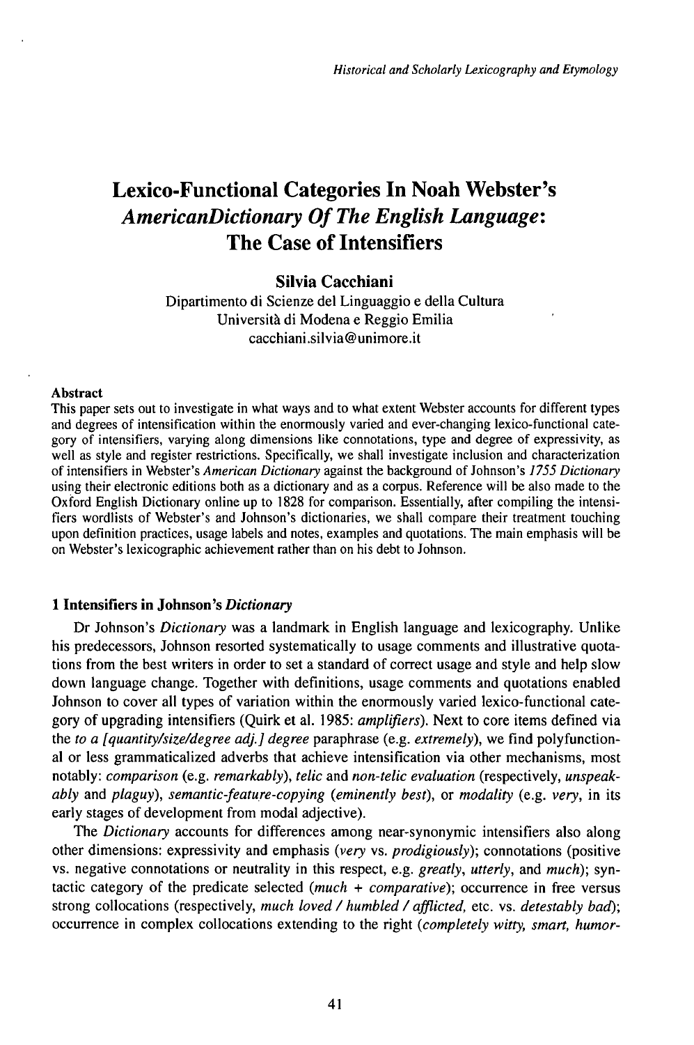# Lexico-Functional Categories In Noah Webster's *AmericanDictionary Of The English Language*: The Case of Intensifiers

**Silvia Cacchiani**

Dipartimento di Scienze del Linguaggio e della Cultura
Università di Modena e Reggio Emilia
cacchiani.silvia@unimore.it

**Abstract**

This paper sets out to investigate in what ways and to what extent Webster accounts for different types and degrees of intensification within the enormously varied and ever-changing lexico-functional category of intensifiers, varying along dimensions like connotations, type and degree of expressivity, as well as style and register restrictions. Specifically, we shall investigate inclusion and characterization of intensifiers in Webster's *American Dictionary* against the background of Johnson's *1755 Dictionary* using their electronic editions both as a dictionary and as a corpus. Reference will be also made to the Oxford English Dictionary online up to 1828 for comparison. Essentially, after compiling the intensifiers wordlists of Webster's and Johnson's dictionaries, we shall compare their treatment touching upon definition practices, usage labels and notes, examples and quotations. The main emphasis will be on Webster's lexicographic achievement rather than on his debt to Johnson.

## 1 Intensifiers in Johnson's *Dictionary*

Dr Johnson's *Dictionary* was a landmark in English language and lexicography. Unlike his predecessors, Johnson resorted systematically to usage comments and illustrative quotations from the best writers in order to set a standard of correct usage and style and help slow down language change. Together with definitions, usage comments and quotations enabled Johnson to cover all types of variation within the enormously varied lexico-functional category of upgrading intensifiers (Quirk et al. 1985: *amplifiers*). Next to core items defined via the *to a [quantity/size/degree adj.] degree* paraphrase (e.g. *extremely*), we find polyfunctional or less grammaticalized adverbs that achieve intensification via other mechanisms, most notably: *comparison* (e.g. *remarkably*), *telic* and *non-telic evaluation* (respectively, *unspeakably* and *plaguy*), *semantic-feature-copying* (*eminently best*), or *modality* (e.g. *very*, in its early stages of development from modal adjective).

The *Dictionary* accounts for differences among near-synonymic intensifiers also along other dimensions: expressivity and emphasis (*very* vs. *prodigiously*); connotations (positive vs. negative connotations or neutrality in this respect, e.g. *greatly*, *utterly*, and *much*); syntactic category of the predicate selected (*much + comparative*); occurrence in free versus strong collocations (respectively, *much loved / humbled / afflicted*, etc. vs. *detestably bad*); occurrence in complex collocations extending to the right (*completely witty, smart, humor-*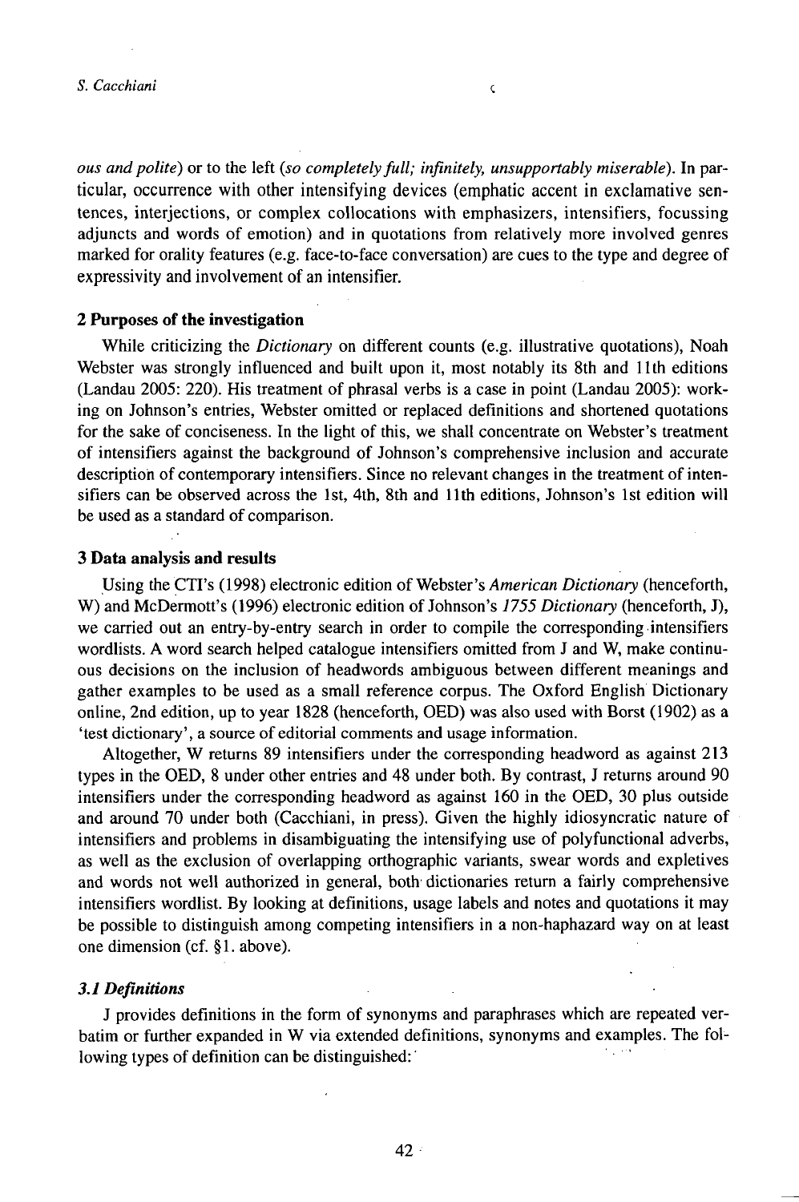*ous and polite*) or to the left (*so completely full; infinitely, unsupportably miserable*). In particular, occurrence with other intensifying devices (emphatic accent in exclamative sentences, interjections, or complex collocations with emphasizers, intensifiers, focussing adjuncts and words of emotion) and in quotations from relatively more involved genres marked for orality features (e.g. face-to-face conversation) are cues to the type and degree of expressivity and involvement of an intensifier.

## 2 Purposes of the investigation

While criticizing the *Dictionary* on different counts (e.g. illustrative quotations), Noah Webster was strongly influenced and built upon it, most notably its 8th and 11th editions (Landau 2005: 220). His treatment of phrasal verbs is a case in point (Landau 2005): working on Johnson's entries, Webster omitted or replaced definitions and shortened quotations for the sake of conciseness. In the light of this, we shall concentrate on Webster's treatment of intensifiers against the background of Johnson's comprehensive inclusion and accurate description of contemporary intensifiers. Since no relevant changes in the treatment of intensifiers can be observed across the 1st, 4th, 8th and 11th editions, Johnson's 1st edition will be used as a standard of comparison.

## 3 Data analysis and results

Using the CTI's (1998) electronic edition of Webster's *American Dictionary* (henceforth, W) and McDermott's (1996) electronic edition of Johnson's *1755 Dictionary* (henceforth, J), we carried out an entry-by-entry search in order to compile the corresponding intensifiers wordlists. A word search helped catalogue intensifiers omitted from J and W, make continuous decisions on the inclusion of headwords ambiguous between different meanings and gather examples to be used as a small reference corpus. The Oxford English Dictionary online, 2nd edition, up to year 1828 (henceforth, OED) was also used with Borst (1902) as a 'test dictionary', a source of editorial comments and usage information.

Altogether, W returns 89 intensifiers under the corresponding headword as against 213 types in the OED, 8 under other entries and 48 under both. By contrast, J returns around 90 intensifiers under the corresponding headword as against 160 in the OED, 30 plus outside and around 70 under both (Cacchiani, in press). Given the highly idiosyncratic nature of intensifiers and problems in disambiguating the intensifying use of polyfunctional adverbs, as well as the exclusion of overlapping orthographic variants, swear words and expletives and words not well authorized in general, both dictionaries return a fairly comprehensive intensifiers wordlist. By looking at definitions, usage labels and notes and quotations it may be possible to distinguish among competing intensifiers in a non-haphazard way on at least one dimension (cf. §1. above).

### *3.1 Definitions*

J provides definitions in the form of synonyms and paraphrases which are repeated verbatim or further expanded in W via extended definitions, synonyms and examples. The following types of definition can be distinguished: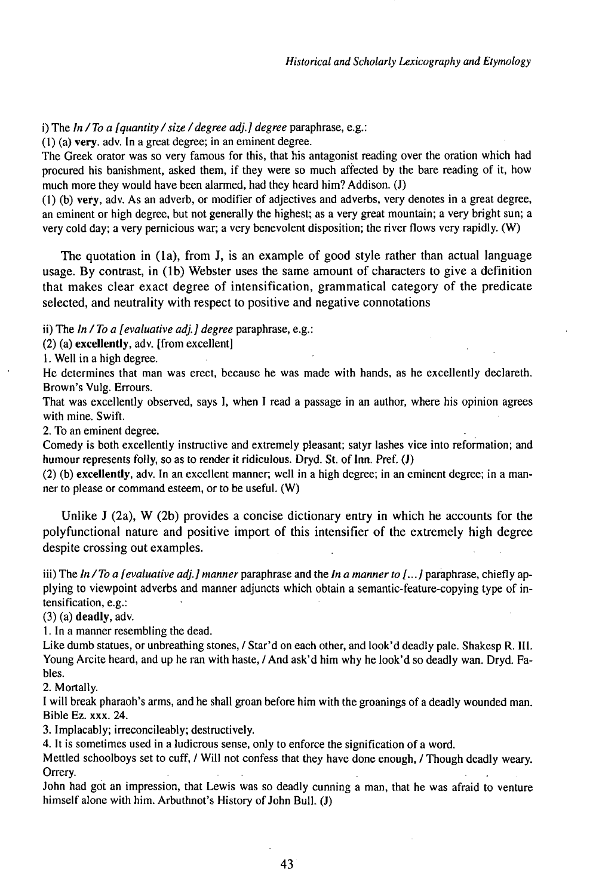i) The *In / To a [quantity / size / degree adj.] degree* paraphrase, e.g.:

(1) (a) **very**. adv. In a great degree; in an eminent degree.

The Greek orator was so very famous for this, that his antagonist reading over the oration which had procured his banishment, asked them, if they were so much affected by the bare reading of it, how much more they would have been alarmed, had they heard him? Addison. (J)

(1) (b) **very**, adv. As an adverb, or modifier of adjectives and adverbs, very denotes in a great degree, an eminent or high degree, but not generally the highest; as a very great mountain; a very bright sun; a very cold day; a very pernicious war; a very benevolent disposition; the river flows very rapidly. (W)

The quotation in (1a), from J, is an example of good style rather than actual language usage. By contrast, in (1b) Webster uses the same amount of characters to give a definition that makes clear exact degree of intensification, grammatical category of the predicate selected, and neutrality with respect to positive and negative connotations

ii) The *In / To a [evaluative adj.] degree* paraphrase, e.g.:

(2) (a) **excellently**, adv. [from excellent]

1. Well in a high degree.

He determines that man was erect, because he was made with hands, as he excellently declareth. Brown's Vulg. Errours.

That was excellently observed, says I, when I read a passage in an author, where his opinion agrees with mine. Swift.

2. To an eminent degree.

Comedy is both excellently instructive and extremely pleasant; satyr lashes vice into reformation; and humour represents folly, so as to render it ridiculous. Dryd. St. of Inn. Pref. (J)

(2) (b) **excellently**, adv. In an excellent manner; well in a high degree; in an eminent degree; in a manner to please or command esteem, or to be useful. (W)

Unlike J (2a), W (2b) provides a concise dictionary entry in which he accounts for the polyfunctional nature and positive import of this intensifier of the extremely high degree despite crossing out examples.

iii) The *In / To a [evaluative adj.] manner* paraphrase and the *In a manner to [...]* paraphrase, chiefly applying to viewpoint adverbs and manner adjuncts which obtain a semantic-feature-copying type of intensification, e.g.:

(3) (a) **deadly**, adv.

1. In a manner resembling the dead.

Like dumb statues, or unbreathing stones, / Star'd on each other, and look'd deadly pale. Shakesp R. III.
Young Arcite heard, and up he ran with haste, / And ask'd him why he look'd so deadly wan. Dryd. Fables.

2. Mortally.

I will break pharaoh's arms, and he shall groan before him with the groanings of a deadly wounded man. Bible Ez. xxx. 24.

3. Implacably; irreconcileably; destructively.

4. It is sometimes used in a ludicrous sense, only to enforce the signification of a word.

Mettled schoolboys set to cuff, / Will not confess that they have done enough, / Though deadly weary. Orrery.

John had got an impression, that Lewis was so deadly cunning a man, that he was afraid to venture himself alone with him. Arbuthnot's History of John Bull. (J)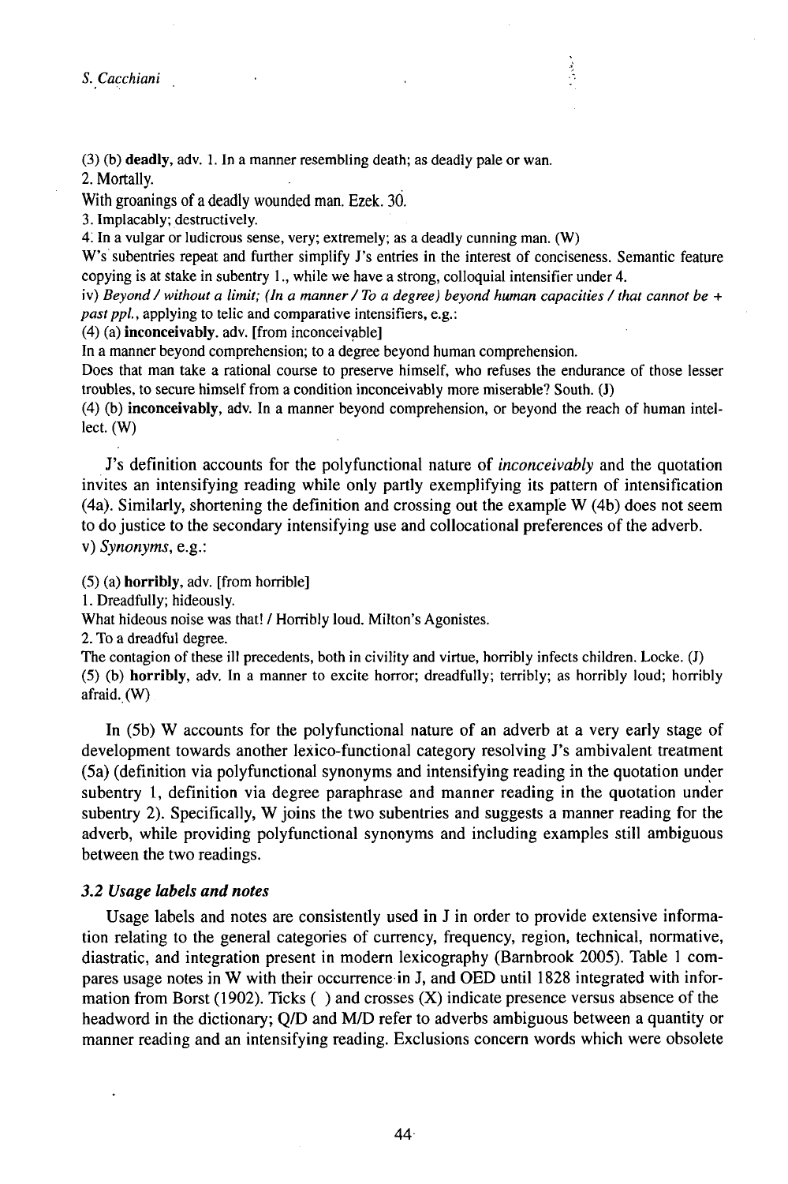(3) (b) **deadly**, adv. 1. In a manner resembling death; as deadly pale or wan.

2. Mortally.

With groanings of a deadly wounded man. Ezek. 30.

3. Implacably; destructively.

4. In a vulgar or ludicrous sense, very; extremely; as a deadly cunning man. (W)

W's subentries repeat and further simplify J's entries in the interest of conciseness. Semantic feature copying is at stake in subentry 1., while we have a strong, colloquial intensifier under 4.

iv) *Beyond / without a limit; (In a manner / To a degree) beyond human capacities / that cannot be + past ppl.*, applying to telic and comparative intensifiers, e.g.:

(4) (a) **inconceivably**. adv. [from inconceivable]

In a manner beyond comprehension; to a degree beyond human comprehension.

Does that man take a rational course to preserve himself, who refuses the endurance of those lesser troubles, to secure himself from a condition inconceivably more miserable? South. (J)

(4) (b) **inconceivably**, adv. In a manner beyond comprehension, or beyond the reach of human intellect. (W)

J's definition accounts for the polyfunctional nature of *inconceivably* and the quotation invites an intensifying reading while only partly exemplifying its pattern of intensification (4a). Similarly, shortening the definition and crossing out the example W (4b) does not seem to do justice to the secondary intensifying use and collocational preferences of the adverb.

v) *Synonyms*, e.g.:

(5) (a) **horribly**, adv. [from horrible]

1. Dreadfully; hideously.

What hideous noise was that! / Horribly loud. Milton's Agonistes.

2. To a dreadful degree.

The contagion of these ill precedents, both in civility and virtue, horribly infects children. Locke. (J)

(5) (b) **horribly**, adv. In a manner to excite horror; dreadfully; terribly; as horribly loud; horribly afraid. (W)

In (5b) W accounts for the polyfunctional nature of an adverb at a very early stage of development towards another lexico-functional category resolving J's ambivalent treatment (5a) (definition via polyfunctional synonyms and intensifying reading in the quotation under subentry 1, definition via degree paraphrase and manner reading in the quotation under subentry 2). Specifically, W joins the two subentries and suggests a manner reading for the adverb, while providing polyfunctional synonyms and including examples still ambiguous between the two readings.

### *3.2 Usage labels and notes*

Usage labels and notes are consistently used in J in order to provide extensive information relating to the general categories of currency, frequency, region, technical, normative, diastratic, and integration present in modern lexicography (Barnbrook 2005). Table 1 compares usage notes in W with their occurrence in J, and OED until 1828 integrated with information from Borst (1902). Ticks ( ) and crosses (X) indicate presence versus absence of the headword in the dictionary; Q/D and M/D refer to adverbs ambiguous between a quantity or manner reading and an intensifying reading. Exclusions concern words which were obsolete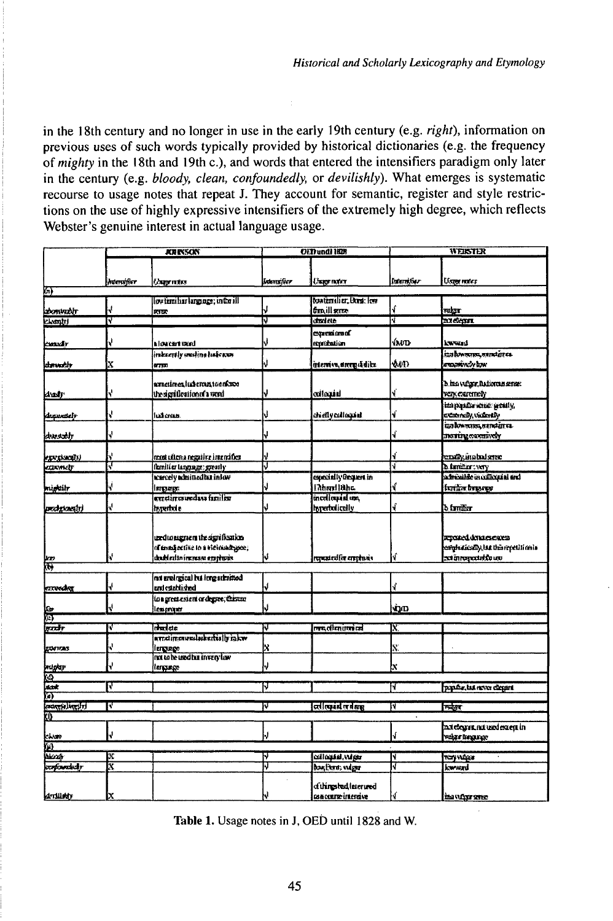in the 18th century and no longer in use in the early 19th century (e.g. *right*), information on previous uses of such words typically provided by historical dictionaries (e.g. the frequency of *mighty* in the 18th and 19th c.), and words that entered the intensifiers paradigm only later in the century (e.g. *bloody, clean, confoundedly,* or *devilishly*). What emerges is systematic recourse to usage notes that repeat J. They account for semantic, register and style restrictions on the use of highly expressive intensifiers of the extremely high degree, which reflects Webster's genuine interest in actual language usage.

| | JOHNSON | | OED until 1828 | | WEBSTER | |
|---|---|---|---|---|---|---|
| | *Intensifier* | *Usage notes* | *Intensifier* | *Usage notes* | *Intensifier* | *Usage notes* |
| *(a)* | | | | | | |
| *abominably* | √ | low familiar language; in the ill sense | √ | low familiar; Dorst: low fam. ill sense | √ | vulgar |
| *clean(ly)* | √ | | √ | obsolete | √ | not elegant |
| *cursedly* | √ | a low cant word | √ | expression of reprobation | √M/D | low word |
| *devilishly* | X | in a low, fam., ludicrous sense | √ | intensive, strong dislike | √M/D | in a low sense, and in vulgar language, excessively low |
| *dreadly* | √ | sometimes ludicrous, to enforce the signification of a word | √ | colloquial | √ | b. in a vulgar, ludicrous sense: very, extremely |
| *desperately* | √ | ludicrous | √ | chiefly colloquial | √ | in a popular sense: greatly, extremely, violently |
| *devilishly* | √ | | √ | | √ | in a low sense, and in vulgar language excessively |
| *egregious(ly)* | √ | most often a negative intensifier | √ | | √ | chiefly in a bad sense |
| *extremely* | √ | familiar language: greatly | √ | | √ | b. familiar: very |
| *mightily* | √ | scarcely admitted but in low language | √ | especially frequent in 17th and 18th c. | √ | admissible in colloquial and familiar language |
| *prodigious(ly)* | √ | sometimes used as a familiar hyperbole | √ | in colloquial use, hyperbolically | √ | b. familiar |
| *very* | √ | used to augment the signification of an adjective to a vicious degree; doubled in increase emphasis | √ | repeated for emphasis | √ | repeated denotes excess emphatically, but this repetition is not in respectable use |
| *(b)* | | | | | | |
| *exceeding* | √ | not analogical but long admitted and established | √ | | √ | |
| *far* | √ | to a great extent or degree; this use less proper | √ | | √M/D | |
| *(c)* | | | | | | |
| *gently* | √ | obsolete | √ | now, dial. and colloquial | X | |
| *gravely* | √ | sometimes used ludicrously in low language | X | | X | |
| *mighty* | √ | not to be used but in very low language | √ | | X | |
| *(d)* | | | | | | |
| *stark* | √ | | √ | | √ | popular, but never elegant |
| *(e)* | | | | | | |
| *exceeding(ly)* | √ | | √ | colloquial or slang | √ | vulgar |
| *(f)* | | | | | | |
| *clean* | √ | | √ | | √ | not elegant, not used except in vulgar language |
| *(g)* | | | | | | |
| *bloody* | X | | √ | colloquial, vulgar | √ | very vulgar |
| *confoundedly* | X | | √ | low, Dorst: vulgar | √ | low word |
| *devilishly* | X | | √ | of things bad, later used as a mere intensive | √ | in a vulgar sense |

**Table 1.** Usage notes in J, OED until 1828 and W.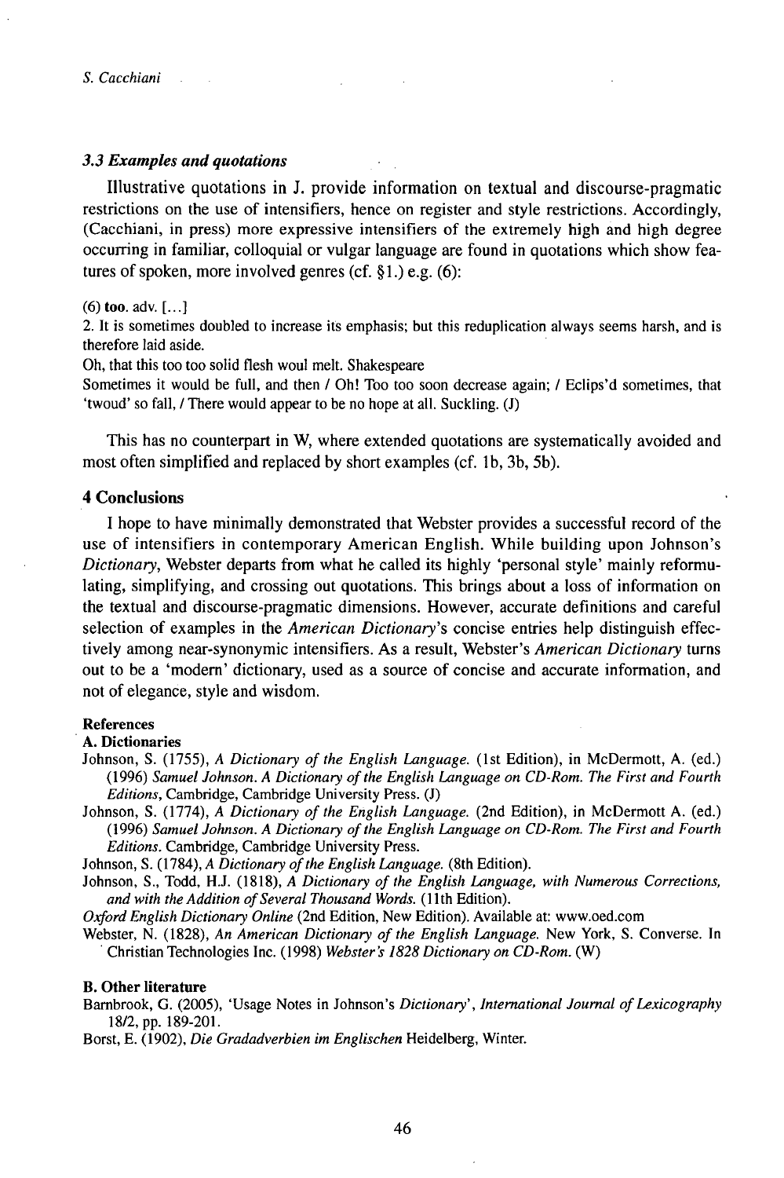### 3.3 Examples and quotations

Illustrative quotations in J. provide information on textual and discourse-pragmatic restrictions on the use of intensifiers, hence on register and style restrictions. Accordingly, (Cacchiani, in press) more expressive intensifiers of the extremely high and high degree occurring in familiar, colloquial or vulgar language are found in quotations which show features of spoken, more involved genres (cf. §1.) e.g. (6):

(6) **too**. adv. [...]
2. It is sometimes doubled to increase its emphasis; but this reduplication always seems harsh, and is therefore laid aside.
Oh, that this too too solid flesh woul melt. Shakespeare
Sometimes it would be full, and then / Oh! Too too soon decrease again; / Eclips'd sometimes, that 'twoud' so fall, / There would appear to be no hope at all. Suckling. (J)

This has no counterpart in W, where extended quotations are systematically avoided and most often simplified and replaced by short examples (cf. 1b, 3b, 5b).

## 4 Conclusions

I hope to have minimally demonstrated that Webster provides a successful record of the use of intensifiers in contemporary American English. While building upon Johnson's *Dictionary*, Webster departs from what he called its highly 'personal style' mainly reformulating, simplifying, and crossing out quotations. This brings about a loss of information on the textual and discourse-pragmatic dimensions. However, accurate definitions and careful selection of examples in the *American Dictionary*'s concise entries help distinguish effectively among near-synonymic intensifiers. As a result, Webster's *American Dictionary* turns out to be a 'modern' dictionary, used as a source of concise and accurate information, and not of elegance, style and wisdom.

### References

**A. Dictionaries**

Johnson, S. (1755), *A Dictionary of the English Language*. (1st Edition), in McDermott, A. (ed.) (1996) *Samuel Johnson. A Dictionary of the English Language on CD-Rom. The First and Fourth Editions*, Cambridge, Cambridge University Press. (J)

Johnson, S. (1774), *A Dictionary of the English Language*. (2nd Edition), in McDermott A. (ed.) (1996) *Samuel Johnson. A Dictionary of the English Language on CD-Rom. The First and Fourth Editions*. Cambridge, Cambridge University Press.

Johnson, S. (1784), *A Dictionary of the English Language*. (8th Edition).

Johnson, S., Todd, H.J. (1818), *A Dictionary of the English Language, with Numerous Corrections, and with the Addition of Several Thousand Words*. (11th Edition).

*Oxford English Dictionary Online* (2nd Edition, New Edition). Available at: www.oed.com

Webster, N. (1828), *An American Dictionary of the English Language*. New York, S. Converse. In Christian Technologies Inc. (1998) *Webster's 1828 Dictionary on CD-Rom*. (W)

**B. Other literature**

Barnbrook, G. (2005), 'Usage Notes in Johnson's *Dictionary*', *International Journal of Lexicography* 18/2, pp. 189-201.

Borst, E. (1902), *Die Gradadverbien im Englischen* Heidelberg, Winter.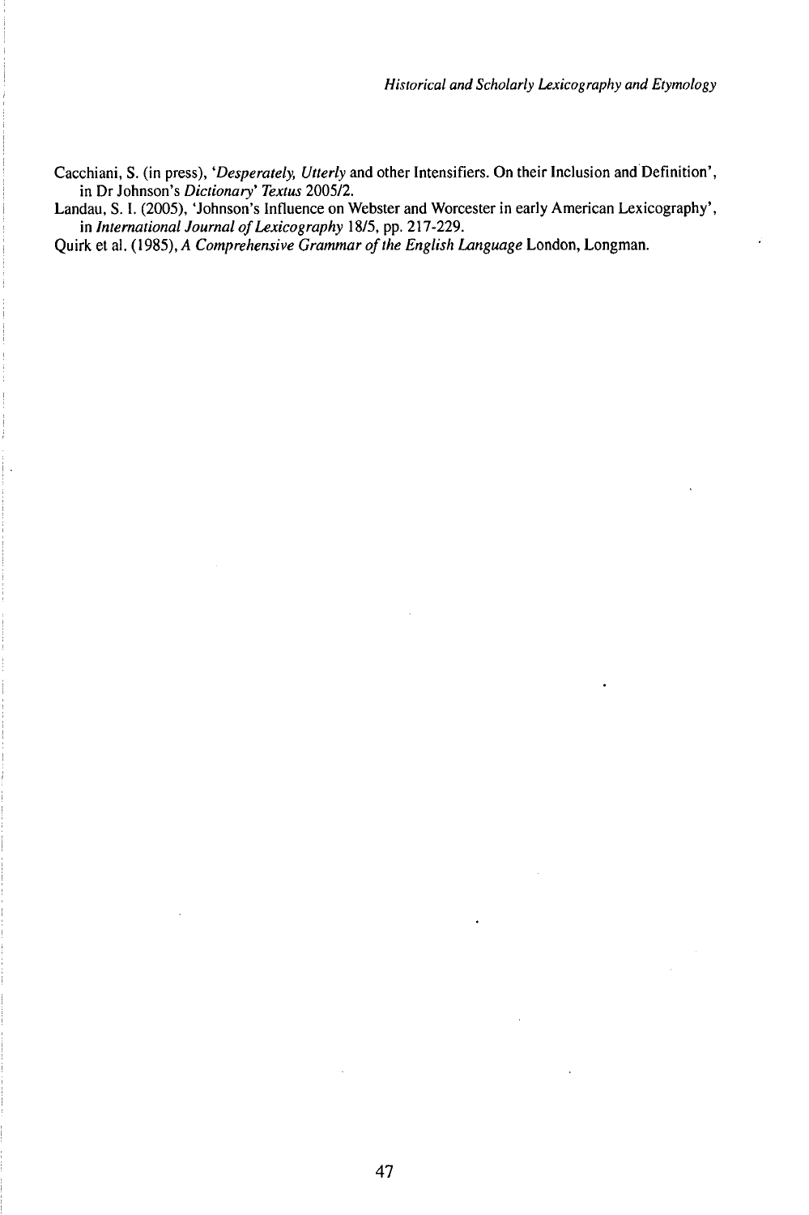Cacchiani, S. (in press), '*Desperately, Utterly* and other Intensifiers. On their Inclusion and Definition', in Dr Johnson's *Dictionary*' *Textus* 2005/2.

Landau, S. I. (2005), 'Johnson's Influence on Webster and Worcester in early American Lexicography', in *International Journal of Lexicography* 18/5, pp. 217-229.

Quirk et al. (1985), *A Comprehensive Grammar of the English Language* London, Longman.